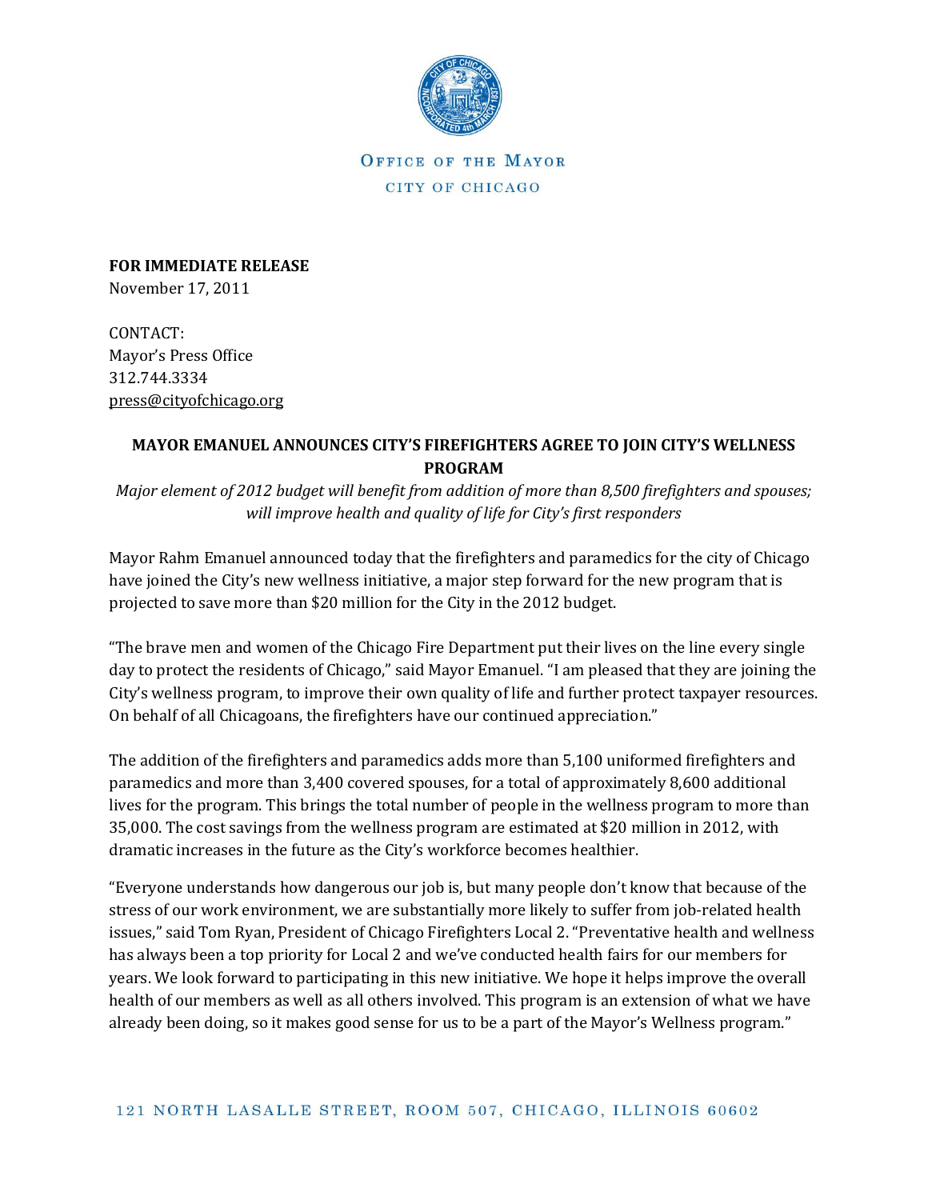OFFICE OF THE MAYOR

CITY OF CHICAGO

**FOR IMMEDIATE RELEASE**
November 17, 2011

CONTACT:
Mayor's Press Office
312.744.3334
press@cityofchicago.org

**MAYOR EMANUEL ANNOUNCES CITY'S FIREFIGHTERS AGREE TO JOIN CITY'S WELLNESS PROGRAM**

*Major element of 2012 budget will benefit from addition of more than 8,500 firefighters and spouses; will improve health and quality of life for City's first responders*

Mayor Rahm Emanuel announced today that the firefighters and paramedics for the city of Chicago have joined the City's new wellness initiative, a major step forward for the new program that is projected to save more than $20 million for the City in the 2012 budget.

"The brave men and women of the Chicago Fire Department put their lives on the line every single day to protect the residents of Chicago," said Mayor Emanuel. "I am pleased that they are joining the City's wellness program, to improve their own quality of life and further protect taxpayer resources. On behalf of all Chicagoans, the firefighters have our continued appreciation."

The addition of the firefighters and paramedics adds more than 5,100 uniformed firefighters and paramedics and more than 3,400 covered spouses, for a total of approximately 8,600 additional lives for the program. This brings the total number of people in the wellness program to more than 35,000. The cost savings from the wellness program are estimated at $20 million in 2012, with dramatic increases in the future as the City's workforce becomes healthier.

"Everyone understands how dangerous our job is, but many people don't know that because of the stress of our work environment, we are substantially more likely to suffer from job-related health issues," said Tom Ryan, President of Chicago Firefighters Local 2. "Preventative health and wellness has always been a top priority for Local 2 and we've conducted health fairs for our members for years. We look forward to participating in this new initiative. We hope it helps improve the overall health of our members as well as all others involved. This program is an extension of what we have already been doing, so it makes good sense for us to be a part of the Mayor's Wellness program."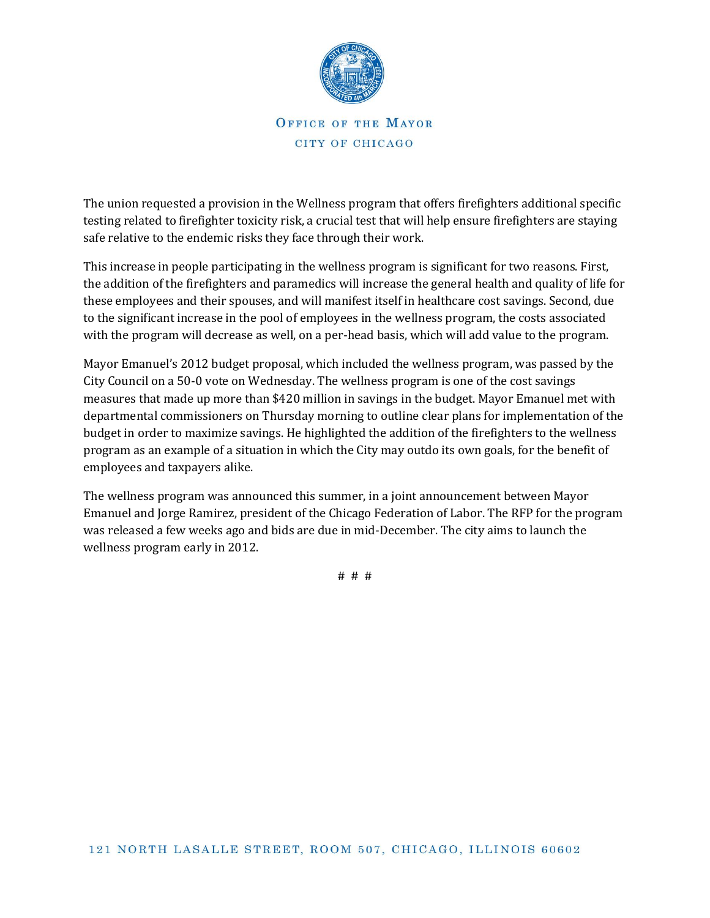The union requested a provision in the Wellness program that offers firefighters additional specific testing related to firefighter toxicity risk, a crucial test that will help ensure firefighters are staying safe relative to the endemic risks they face through their work.

This increase in people participating in the wellness program is significant for two reasons. First, the addition of the firefighters and paramedics will increase the general health and quality of life for these employees and their spouses, and will manifest itself in healthcare cost savings. Second, due to the significant increase in the pool of employees in the wellness program, the costs associated with the program will decrease as well, on a per-head basis, which will add value to the program.

Mayor Emanuel's 2012 budget proposal, which included the wellness program, was passed by the City Council on a 50-0 vote on Wednesday. The wellness program is one of the cost savings measures that made up more than $420 million in savings in the budget. Mayor Emanuel met with departmental commissioners on Thursday morning to outline clear plans for implementation of the budget in order to maximize savings. He highlighted the addition of the firefighters to the wellness program as an example of a situation in which the City may outdo its own goals, for the benefit of employees and taxpayers alike.

The wellness program was announced this summer, in a joint announcement between Mayor Emanuel and Jorge Ramirez, president of the Chicago Federation of Labor. The RFP for the program was released a few weeks ago and bids are due in mid-December. The city aims to launch the wellness program early in 2012.

# # #